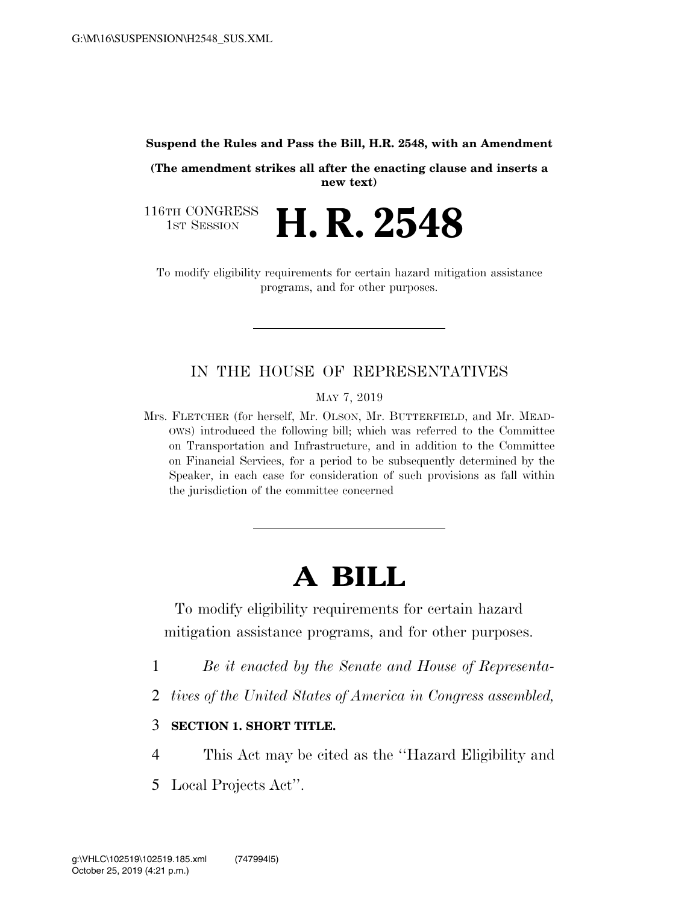**Suspend the Rules and Pass the Bill, H.R. 2548, with an Amendment**

**(The amendment strikes all after the enacting clause and inserts a new text)**

116TH CONGRESS
1ST SESSION

# H. R. 2548

To modify eligibility requirements for certain hazard mitigation assistance programs, and for other purposes.

---

IN THE HOUSE OF REPRESENTATIVES

MAY 7, 2019

Mrs. FLETCHER (for herself, Mr. OLSON, Mr. BUTTERFIELD, and Mr. MEADOWS) introduced the following bill; which was referred to the Committee on Transportation and Infrastructure, and in addition to the Committee on Financial Services, for a period to be subsequently determined by the Speaker, in each case for consideration of such provisions as fall within the jurisdiction of the committee concerned

---

# A BILL

To modify eligibility requirements for certain hazard mitigation assistance programs, and for other purposes.

1 *Be it enacted by the Senate and House of Representa-*
2 *tives of the United States of America in Congress assembled,*

3 **SECTION 1. SHORT TITLE.**

4 This Act may be cited as the "Hazard Eligibility and
5 Local Projects Act".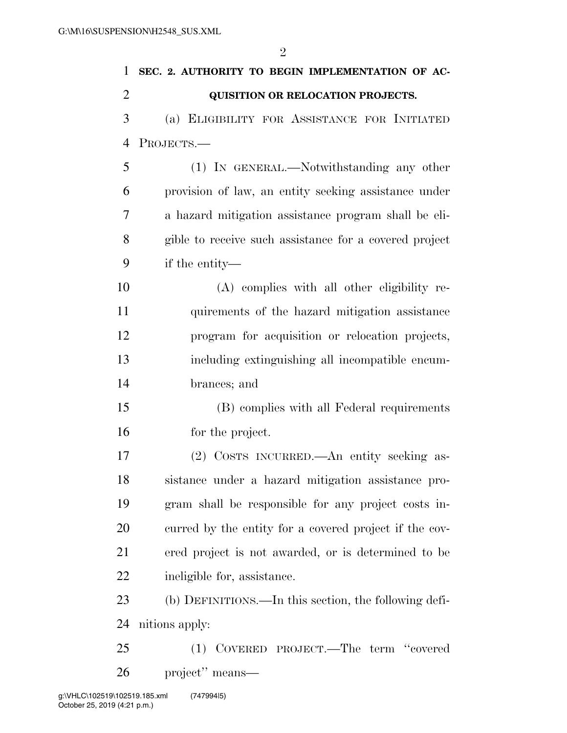**SEC. 2. AUTHORITY TO BEGIN IMPLEMENTATION OF ACQUISITION OR RELOCATION PROJECTS.**

(a) ELIGIBILITY FOR ASSISTANCE FOR INITIATED PROJECTS.—

(1) IN GENERAL.—Notwithstanding any other provision of law, an entity seeking assistance under a hazard mitigation assistance program shall be eligible to receive such assistance for a covered project if the entity—

(A) complies with all other eligibility requirements of the hazard mitigation assistance program for acquisition or relocation projects, including extinguishing all incompatible encumbrances; and

(B) complies with all Federal requirements for the project.

(2) COSTS INCURRED.—An entity seeking assistance under a hazard mitigation assistance program shall be responsible for any project costs incurred by the entity for a covered project if the covered project is not awarded, or is determined to be ineligible for, assistance.

(b) DEFINITIONS.—In this section, the following definitions apply:

(1) COVERED PROJECT.—The term ''covered project'' means—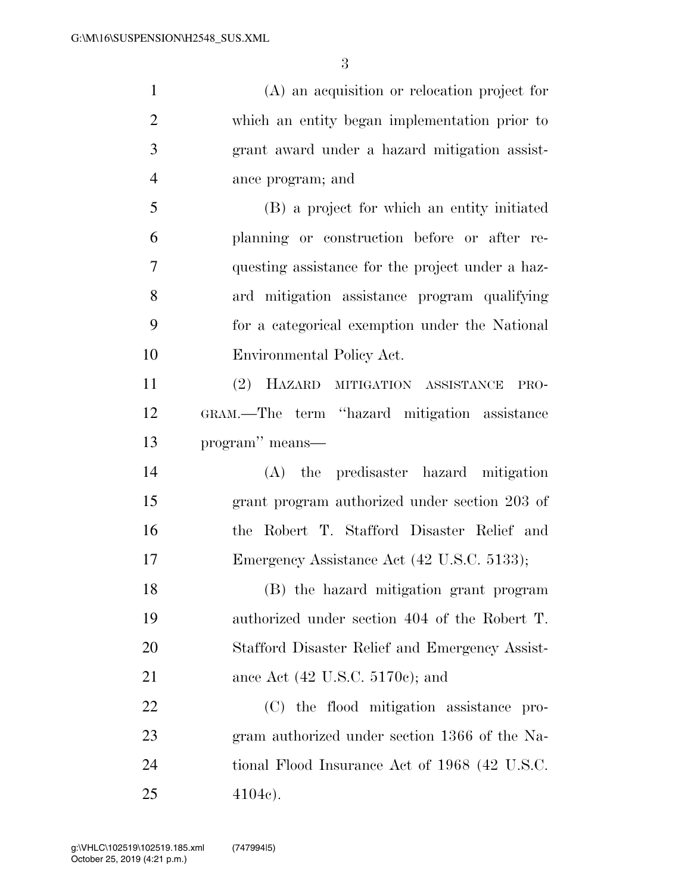(A) an acquisition or relocation project for which an entity began implementation prior to grant award under a hazard mitigation assistance program; and

(B) a project for which an entity initiated planning or construction before or after requesting assistance for the project under a hazard mitigation assistance program qualifying for a categorical exemption under the National Environmental Policy Act.

(2) HAZARD MITIGATION ASSISTANCE PROGRAM.—The term "hazard mitigation assistance program" means—

(A) the predisaster hazard mitigation grant program authorized under section 203 of the Robert T. Stafford Disaster Relief and Emergency Assistance Act (42 U.S.C. 5133);

(B) the hazard mitigation grant program authorized under section 404 of the Robert T. Stafford Disaster Relief and Emergency Assistance Act (42 U.S.C. 5170c); and

(C) the flood mitigation assistance program authorized under section 1366 of the National Flood Insurance Act of 1968 (42 U.S.C. 4104c).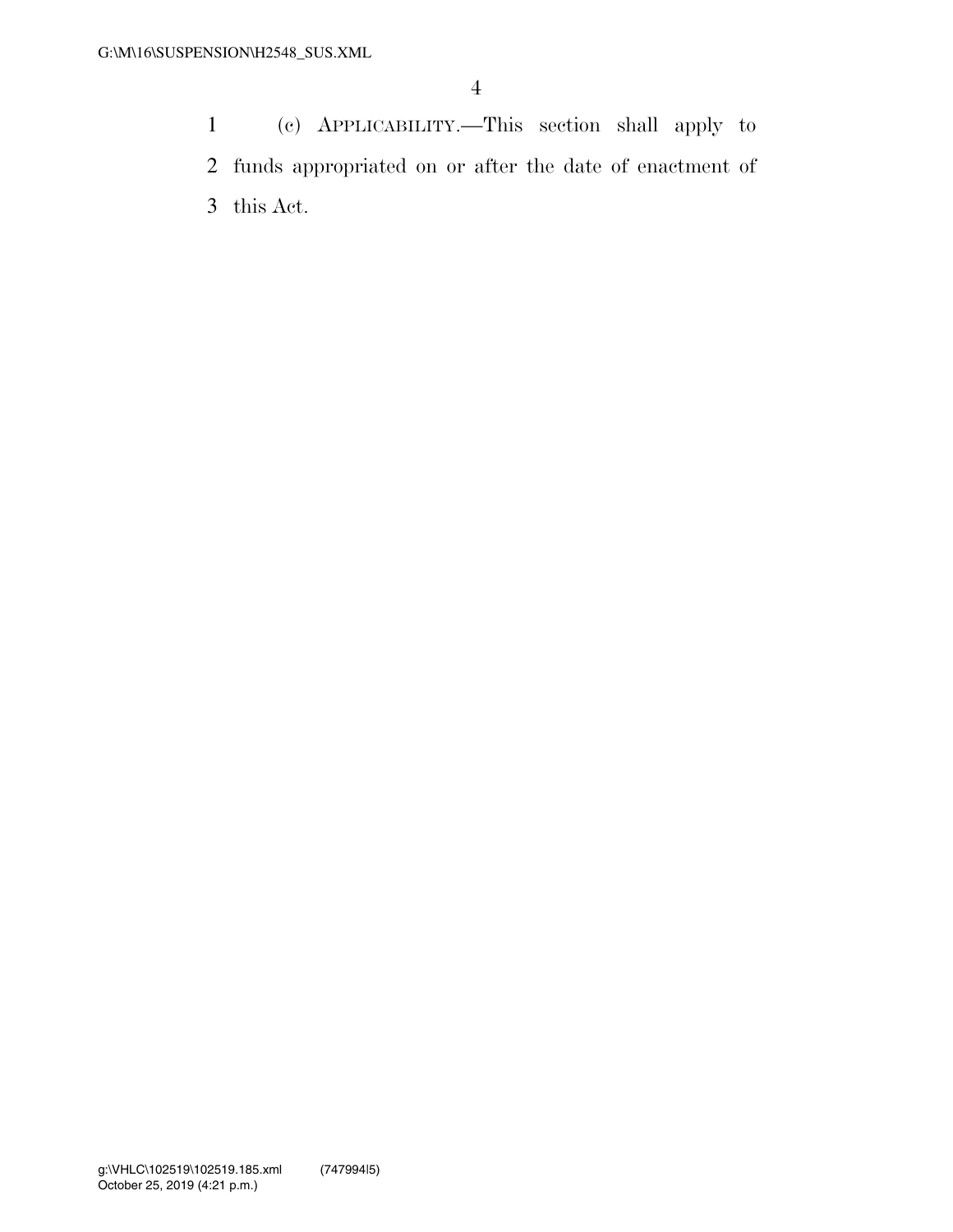(c) APPLICABILITY.—This section shall apply to funds appropriated on or after the date of enactment of this Act.